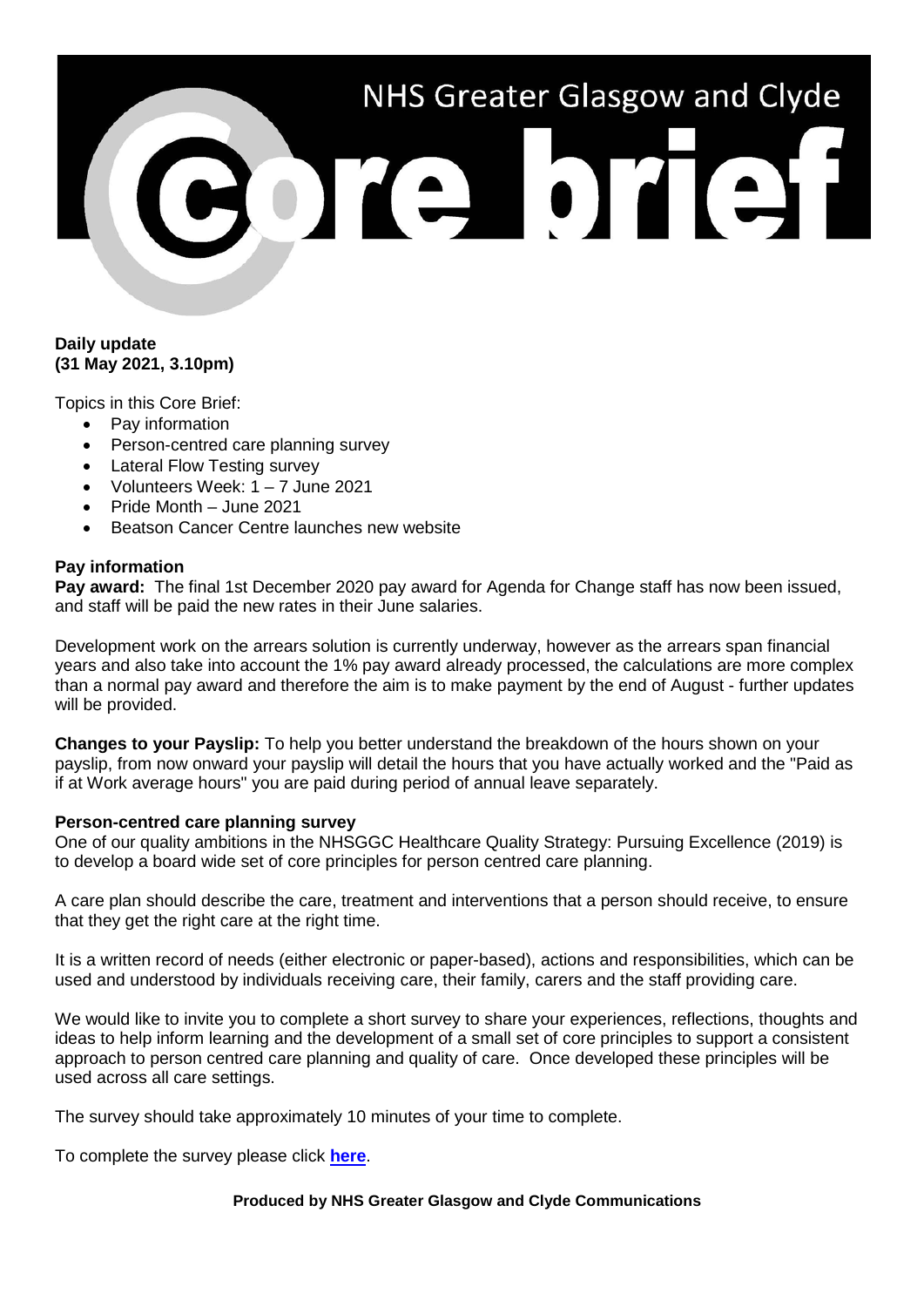# NHS Greater Glasgow and Clyde Core brief

**Daily update**
**(31 May 2021, 3.10pm)**

Topics in this Core Brief:

- Pay information
- Person-centred care planning survey
- Lateral Flow Testing survey
- Volunteers Week: 1 – 7 June 2021
- Pride Month – June 2021
- Beatson Cancer Centre launches new website

## Pay information

**Pay award:** The final 1st December 2020 pay award for Agenda for Change staff has now been issued, and staff will be paid the new rates in their June salaries.

Development work on the arrears solution is currently underway, however as the arrears span financial years and also take into account the 1% pay award already processed, the calculations are more complex than a normal pay award and therefore the aim is to make payment by the end of August - further updates will be provided.

**Changes to your Payslip:** To help you better understand the breakdown of the hours shown on your payslip, from now onward your payslip will detail the hours that you have actually worked and the "Paid as if at Work average hours" you are paid during period of annual leave separately.

## Person-centred care planning survey

One of our quality ambitions in the NHSGGC Healthcare Quality Strategy: Pursuing Excellence (2019) is to develop a board wide set of core principles for person centred care planning.

A care plan should describe the care, treatment and interventions that a person should receive, to ensure that they get the right care at the right time.

It is a written record of needs (either electronic or paper-based), actions and responsibilities, which can be used and understood by individuals receiving care, their family, carers and the staff providing care.

We would like to invite you to complete a short survey to share your experiences, reflections, thoughts and ideas to help inform learning and the development of a small set of core principles to support a consistent approach to person centred care planning and quality of care. Once developed these principles will be used across all care settings.

The survey should take approximately 10 minutes of your time to complete.

To complete the survey please click **here**.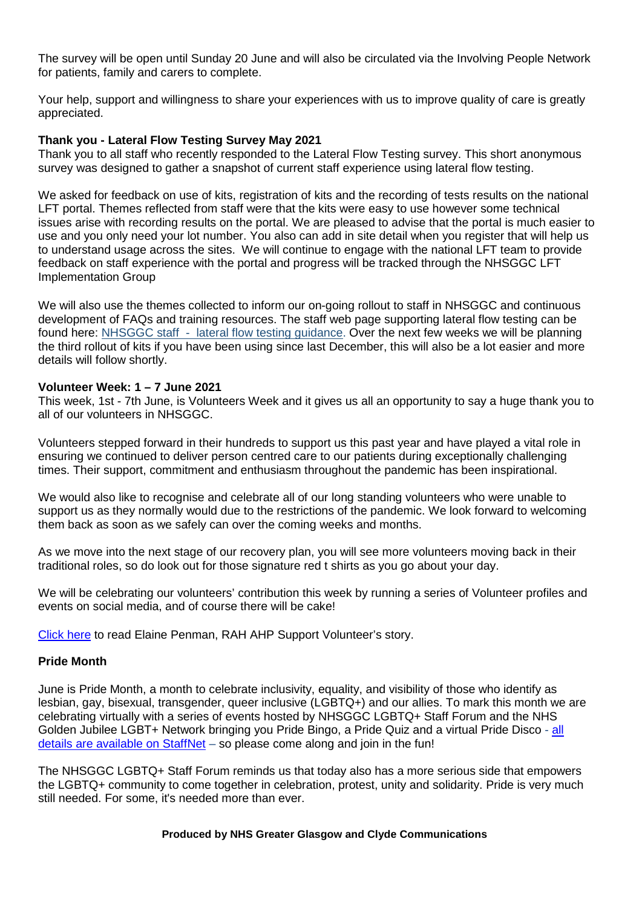The survey will be open until Sunday 20 June and will also be circulated via the Involving People Network for patients, family and carers to complete.

Your help, support and willingness to share your experiences with us to improve quality of care is greatly appreciated.

**Thank you - Lateral Flow Testing Survey May 2021**

Thank you to all staff who recently responded to the Lateral Flow Testing survey. This short anonymous survey was designed to gather a snapshot of current staff experience using lateral flow testing.

We asked for feedback on use of kits, registration of kits and the recording of tests results on the national LFT portal. Themes reflected from staff were that the kits were easy to use however some technical issues arise with recording results on the portal. We are pleased to advise that the portal is much easier to use and you only need your lot number. You also can add in site detail when you register that will help us to understand usage across the sites. We will continue to engage with the national LFT team to provide feedback on staff experience with the portal and progress will be tracked through the NHSGGC LFT Implementation Group

We will also use the themes collected to inform our on-going rollout to staff in NHSGGC and continuous development of FAQs and training resources. The staff web page supporting lateral flow testing can be found here: NHSGGC staff - lateral flow testing guidance. Over the next few weeks we will be planning the third rollout of kits if you have been using since last December, this will also be a lot easier and more details will follow shortly.

**Volunteer Week: 1 – 7 June 2021**

This week, 1st - 7th June, is Volunteers Week and it gives us all an opportunity to say a huge thank you to all of our volunteers in NHSGGC.

Volunteers stepped forward in their hundreds to support us this past year and have played a vital role in ensuring we continued to deliver person centred care to our patients during exceptionally challenging times. Their support, commitment and enthusiasm throughout the pandemic has been inspirational.

We would also like to recognise and celebrate all of our long standing volunteers who were unable to support us as they normally would due to the restrictions of the pandemic. We look forward to welcoming them back as soon as we safely can over the coming weeks and months.

As we move into the next stage of our recovery plan, you will see more volunteers moving back in their traditional roles, so do look out for those signature red t shirts as you go about your day.

We will be celebrating our volunteers' contribution this week by running a series of Volunteer profiles and events on social media, and of course there will be cake!

Click here to read Elaine Penman, RAH AHP Support Volunteer's story.

**Pride Month**

June is Pride Month, a month to celebrate inclusivity, equality, and visibility of those who identify as lesbian, gay, bisexual, transgender, queer inclusive (LGBTQ+) and our allies. To mark this month we are celebrating virtually with a series of events hosted by NHSGGC LGBTQ+ Staff Forum and the NHS Golden Jubilee LGBT+ Network bringing you Pride Bingo, a Pride Quiz and a virtual Pride Disco - all details are available on StaffNet – so please come along and join in the fun!

The NHSGGC LGBTQ+ Staff Forum reminds us that today also has a more serious side that empowers the LGBTQ+ community to come together in celebration, protest, unity and solidarity. Pride is very much still needed. For some, it's needed more than ever.

**Produced by NHS Greater Glasgow and Clyde Communications**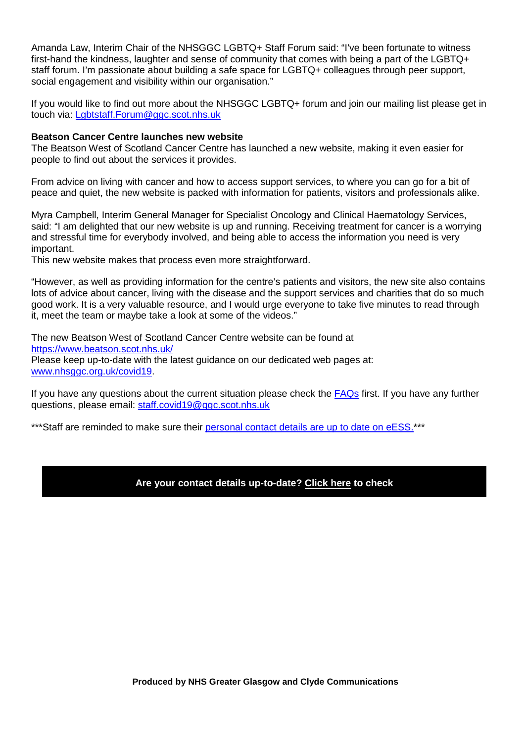Amanda Law, Interim Chair of the NHSGGC LGBTQ+ Staff Forum said: "I've been fortunate to witness first-hand the kindness, laughter and sense of community that comes with being a part of the LGBTQ+ staff forum. I'm passionate about building a safe space for LGBTQ+ colleagues through peer support, social engagement and visibility within our organisation."

If you would like to find out more about the NHSGGC LGBTQ+ forum and join our mailing list please get in touch via: Lgbtstaff.Forum@ggc.scot.nhs.uk

**Beatson Cancer Centre launches new website**

The Beatson West of Scotland Cancer Centre has launched a new website, making it even easier for people to find out about the services it provides.

From advice on living with cancer and how to access support services, to where you can go for a bit of peace and quiet, the new website is packed with information for patients, visitors and professionals alike.

Myra Campbell, Interim General Manager for Specialist Oncology and Clinical Haematology Services, said: "I am delighted that our new website is up and running. Receiving treatment for cancer is a worrying and stressful time for everybody involved, and being able to access the information you need is very important.
This new website makes that process even more straightforward.

"However, as well as providing information for the centre's patients and visitors, the new site also contains lots of advice about cancer, living with the disease and the support services and charities that do so much good work. It is a very valuable resource, and I would urge everyone to take five minutes to read through it, meet the team or maybe take a look at some of the videos."

The new Beatson West of Scotland Cancer Centre website can be found at https://www.beatson.scot.nhs.uk/
Please keep up-to-date with the latest guidance on our dedicated web pages at: www.nhsggc.org.uk/covid19.

If you have any questions about the current situation please check the FAQs first. If you have any further questions, please email: staff.covid19@ggc.scot.nhs.uk

***Staff are reminded to make sure their personal contact details are up to date on eESS.***

**Are your contact details up-to-date? Click here to check**

**Produced by NHS Greater Glasgow and Clyde Communications**